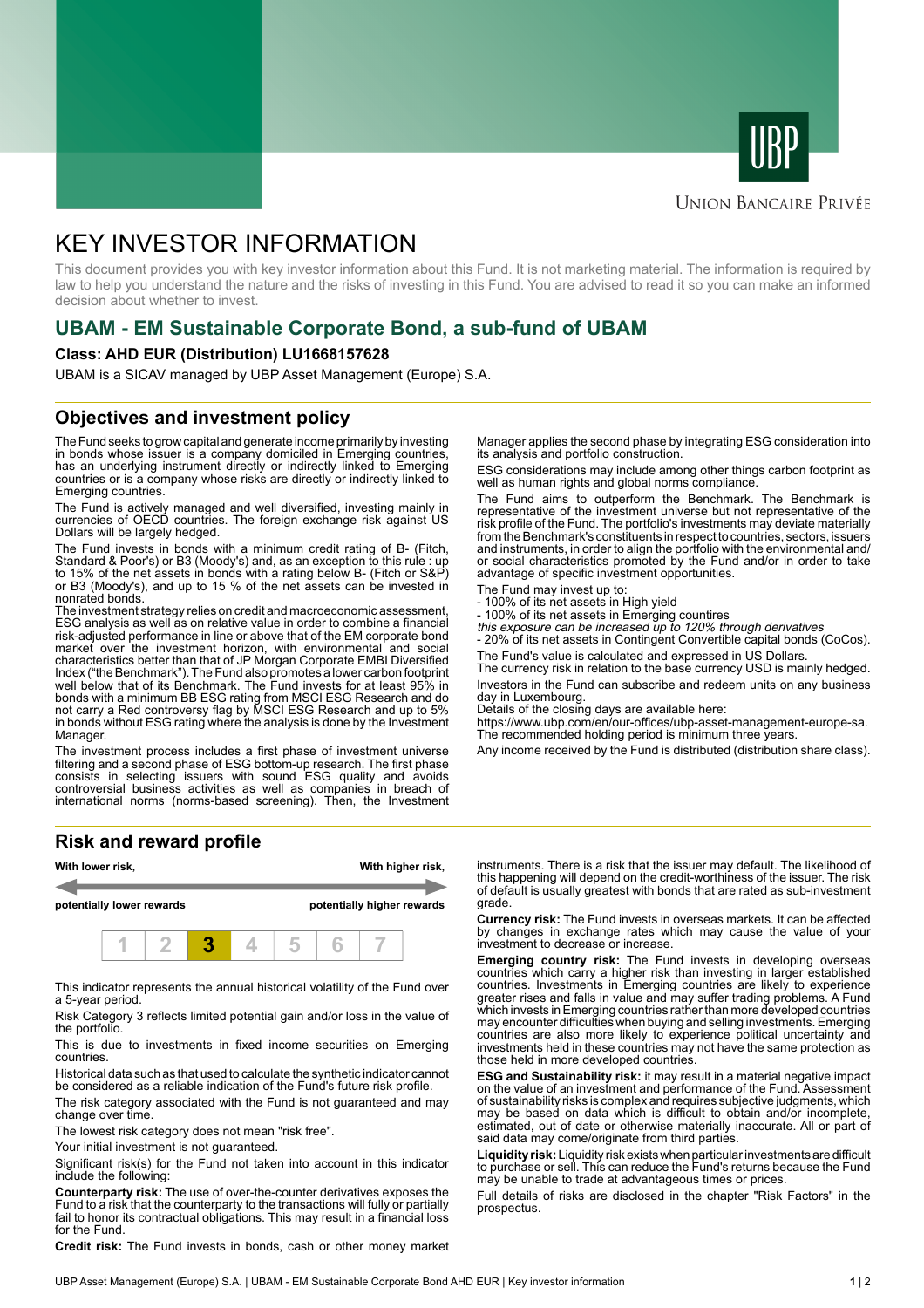UBP

Union Bancaire Privée

# KEY INVESTOR INFORMATION

This document provides you with key investor information about this Fund. It is not marketing material. The information is required by law to help you understand the nature and the risks of investing in this Fund. You are advised to read it so you can make an informed decision about whether to invest.

## UBAM - EM Sustainable Corporate Bond, a sub-fund of UBAM

**Class: AHD EUR (Distribution) LU1668157628**

UBAM is a SICAV managed by UBP Asset Management (Europe) S.A.

## Objectives and investment policy

The Fund seeks to grow capital and generate income primarily by investing in bonds whose issuer is a company domiciled in Emerging countries, has an underlying instrument directly or indirectly linked to Emerging countries or is a company whose risks are directly or indirectly linked to Emerging countries.

The Fund is actively managed and well diversified, investing mainly in currencies of OECD countries. The foreign exchange risk against US Dollars will be largely hedged.

The Fund invests in bonds with a minimum credit rating of B- (Fitch, Standard & Poor's) or B3 (Moody's) and, as an exception to this rule : up to 15% of the net assets in bonds with a rating below B- (Fitch or S&P) or B3 (Moody's), and up to 15 % of the net assets can be invested in nonrated bonds.

The investment strategy relies on credit and macroeconomic assessment, ESG analysis as well as on relative value in order to combine a financial risk-adjusted performance in line or above that of the EM corporate bond market over the investment horizon, with environmental and social characteristics better than that of JP Morgan Corporate EMBI Diversified Index ("the Benchmark"). The Fund also promotes a lower carbon footprint well below that of its Benchmark. The Fund invests for at least 95% in bonds with a minimum BB ESG rating from MSCI ESG Research and do not carry a Red controversy flag by MSCI ESG Research and up to 5% in bonds without ESG rating where the analysis is done by the Investment Manager.

The investment process includes a first phase of investment universe filtering and a second phase of ESG bottom-up research. The first phase consists in selecting issuers with sound ESG quality and avoids controversial business activities as well as companies in breach of international norms (norms-based screening). Then, the Investment Manager applies the second phase by integrating ESG consideration into its analysis and portfolio construction.

ESG considerations may include among other things carbon footprint as well as human rights and global norms compliance.

The Fund aims to outperform the Benchmark. The Benchmark is representative of the investment universe but not representative of the risk profile of the Fund. The portfolio's investments may deviate materially from the Benchmark's constituents in respect to countries, sectors, issuers and instruments, in order to align the portfolio with the environmental and/or social characteristics promoted by the Fund and/or in order to take advantage of specific investment opportunities.

The Fund may invest up to:
- 100% of its net assets in High yield
- 100% of its net assets in Emerging countries

*this exposure can be increased up to 120% through derivatives*
- 20% of its net assets in Contingent Convertible capital bonds (CoCos).

The Fund's value is calculated and expressed in US Dollars.
The currency risk in relation to the base currency USD is mainly hedged.

Investors in the Fund can subscribe and redeem units on any business day in Luxembourg.
Details of the closing days are available here:
https://www.ubp.com/en/our-offices/ubp-asset-management-europe-sa.
The recommended holding period is minimum three years.

Any income received by the Fund is distributed (distribution share class).

## Risk and reward profile

| With lower risk, | | | | | | With higher risk, |
|---|---|---|---|---|---|---|
| potentially lower rewards | | | | | | potentially higher rewards |
| 1 | 2 | **3** | 4 | 5 | 6 | 7 |

This indicator represents the annual historical volatility of the Fund over a 5-year period.

Risk Category 3 reflects limited potential gain and/or loss in the value of the portfolio.

This is due to investments in fixed income securities on Emerging countries.

Historical data such as that used to calculate the synthetic indicator cannot be considered as a reliable indication of the Fund's future risk profile.

The risk category associated with the Fund is not guaranteed and may change over time.

The lowest risk category does not mean "risk free".

Your initial investment is not guaranteed.

Significant risk(s) for the Fund not taken into account in this indicator include the following:

**Counterparty risk:** The use of over-the-counter derivatives exposes the Fund to a risk that the counterparty to the transactions will fully or partially fail to honor its contractual obligations. This may result in a financial loss for the Fund.

**Credit risk:** The Fund invests in bonds, cash or other money market instruments. There is a risk that the issuer may default. The likelihood of this happening will depend on the credit-worthiness of the issuer. The risk of default is usually greatest with bonds that are rated as sub-investment grade.

**Currency risk:** The Fund invests in overseas markets. It can be affected by changes in exchange rates which may cause the value of your investment to decrease or increase.

**Emerging country risk:** The Fund invests in developing overseas countries which carry a higher risk than investing in larger established countries. Investments in Emerging countries are likely to experience greater rises and falls in value and may suffer trading problems. A Fund which invests in Emerging countries rather than more developed countries may encounter difficulties when buying and selling investments. Emerging countries are also more likely to experience political uncertainty and investments held in these countries may not have the same protection as those held in more developed countries.

**ESG and Sustainability risk:** it may result in a material negative impact on the value of an investment and performance of the Fund. Assessment of sustainability risks is complex and requires subjective judgments, which may be based on data which is difficult to obtain and/or incomplete, estimated, out of date or otherwise materially inaccurate. All or part of said data may come/originate from third parties.

**Liquidity risk:** Liquidity risk exists when particular investments are difficult to purchase or sell. This can reduce the Fund's returns because the Fund may be unable to trade at advantageous times or prices.

Full details of risks are disclosed in the chapter "Risk Factors" in the prospectus.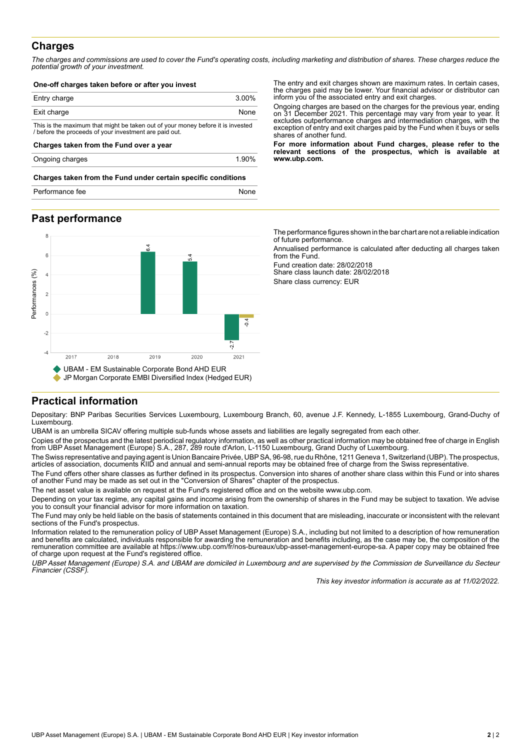## Charges

*The charges and commissions are used to cover the Fund's operating costs, including marketing and distribution of shares. These charges reduce the potential growth of your investment.*

| One-off charges taken before or after you invest | |
|---|---|
| Entry charge | 3.00% |
| Exit charge | None |

This is the maximum that might be taken out of your money before it is invested / before the proceeds of your investment are paid out.

| Charges taken from the Fund over a year | |
|---|---|
| Ongoing charges | 1.90% |

| Charges taken from the Fund under certain specific conditions | |
|---|---|
| Performance fee | None |

The entry and exit charges shown are maximum rates. In certain cases, the charges paid may be lower. Your financial advisor or distributor can inform you of the associated entry and exit charges.

Ongoing charges are based on the charges for the previous year, ending on 31 December 2021. This percentage may vary from year to year. It excludes outperformance charges and intermediation charges, with the exception of entry and exit charges paid by the Fund when it buys or sells shares of another fund.

**For more information about Fund charges, please refer to the relevant sections of the prospectus, which is available at www.ubp.com.**

## Past performance

Performances (%)

8
6
4
2
0
-2
-4

2017 2018 2019 2020 2021

6.4
5.4
-2.7
-0.4

UBAM - EM Sustainable Corporate Bond AHD EUR
JP Morgan Corporate EMBI Diversified Index (Hedged EUR)

The performance figures shown in the bar chart are not a reliable indication of future performance.

Annualised performance is calculated after deducting all charges taken from the Fund.

Fund creation date: 28/02/2018
Share class launch date: 28/02/2018

Share class currency: EUR

## Practical information

Depositary: BNP Paribas Securities Services Luxembourg, Luxembourg Branch, 60, avenue J.F. Kennedy, L-1855 Luxembourg, Grand-Duchy of Luxembourg.

UBAM is an umbrella SICAV offering multiple sub-funds whose assets and liabilities are legally segregated from each other.

Copies of the prospectus and the latest periodical regulatory information, as well as other practical information may be obtained free of charge in English from UBP Asset Management (Europe) S.A., 287, 289 route d'Arlon, L-1150 Luxembourg, Grand Duchy of Luxembourg.

The Swiss representative and paying agent is Union Bancaire Privée, UBP SA, 96-98, rue du Rhône, 1211 Geneva 1, Switzerland (UBP). The prospectus, articles of association, documents KIID and annual and semi-annual reports may be obtained free of charge from the Swiss representative.

The Fund offers other share classes as further defined in its prospectus. Conversion into shares of another share class within this Fund or into shares of another Fund may be made as set out in the "Conversion of Shares" chapter of the prospectus.

The net asset value is available on request at the Fund's registered office and on the website www.ubp.com.

Depending on your tax regime, any capital gains and income arising from the ownership of shares in the Fund may be subject to taxation. We advise you to consult your financial advisor for more information on taxation.

The Fund may only be held liable on the basis of statements contained in this document that are misleading, inaccurate or inconsistent with the relevant sections of the Fund's prospectus.

Information related to the remuneration policy of UBP Asset Management (Europe) S.A., including but not limited to a description of how remuneration and benefits are calculated, individuals responsible for awarding the remuneration and benefits including, as the case may be, the composition of the remuneration committee are available at https://www.ubp.com/fr/nos-bureaux/ubp-asset-management-europe-sa. A paper copy may be obtained free of charge upon request at the Fund's registered office.

*UBP Asset Management (Europe) S.A. and UBAM are domiciled in Luxembourg and are supervised by the Commission de Surveillance du Secteur Financier (CSSF).*

*This key investor information is accurate as at 11/02/2022.*